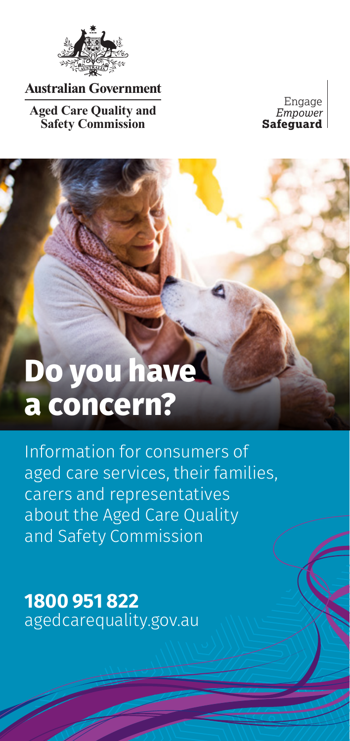Australian Government

Aged Care Quality and Safety Commission

Engage
*Empower*
**Safeguard**

# Do you have a concern?

Information for consumers of aged care services, their families, carers and representatives about the Aged Care Quality and Safety Commission

**1800 951 822**
agedcarequality.gov.au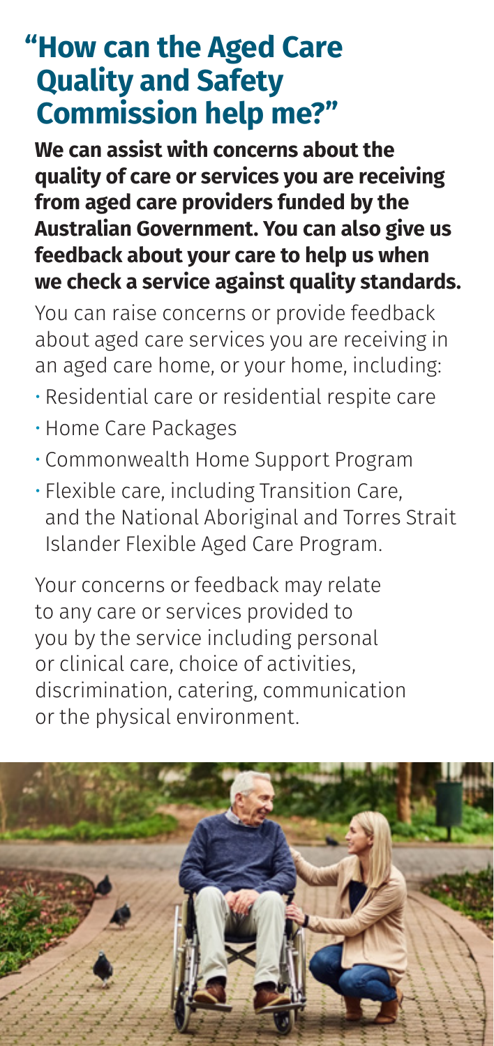# "How can the Aged Care Quality and Safety Commission help me?"

**We can assist with concerns about the quality of care or services you are receiving from aged care providers funded by the Australian Government. You can also give us feedback about your care to help us when we check a service against quality standards.**

You can raise concerns or provide feedback about aged care services you are receiving in an aged care home, or your home, including:

- Residential care or residential respite care
- Home Care Packages
- Commonwealth Home Support Program
- Flexible care, including Transition Care, and the National Aboriginal and Torres Strait Islander Flexible Aged Care Program.

Your concerns or feedback may relate to any care or services provided to you by the service including personal or clinical care, choice of activities, discrimination, catering, communication or the physical environment.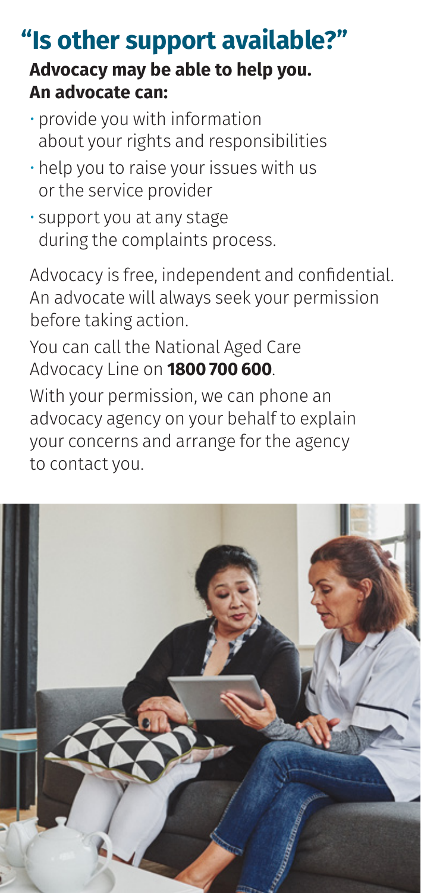# "Is other support available?"

**Advocacy may be able to help you. An advocate can:**

- provide you with information about your rights and responsibilities
- help you to raise your issues with us or the service provider
- support you at any stage during the complaints process.

Advocacy is free, independent and confidential. An advocate will always seek your permission before taking action.

You can call the National Aged Care Advocacy Line on **1800 700 600**.

With your permission, we can phone an advocacy agency on your behalf to explain your concerns and arrange for the agency to contact you.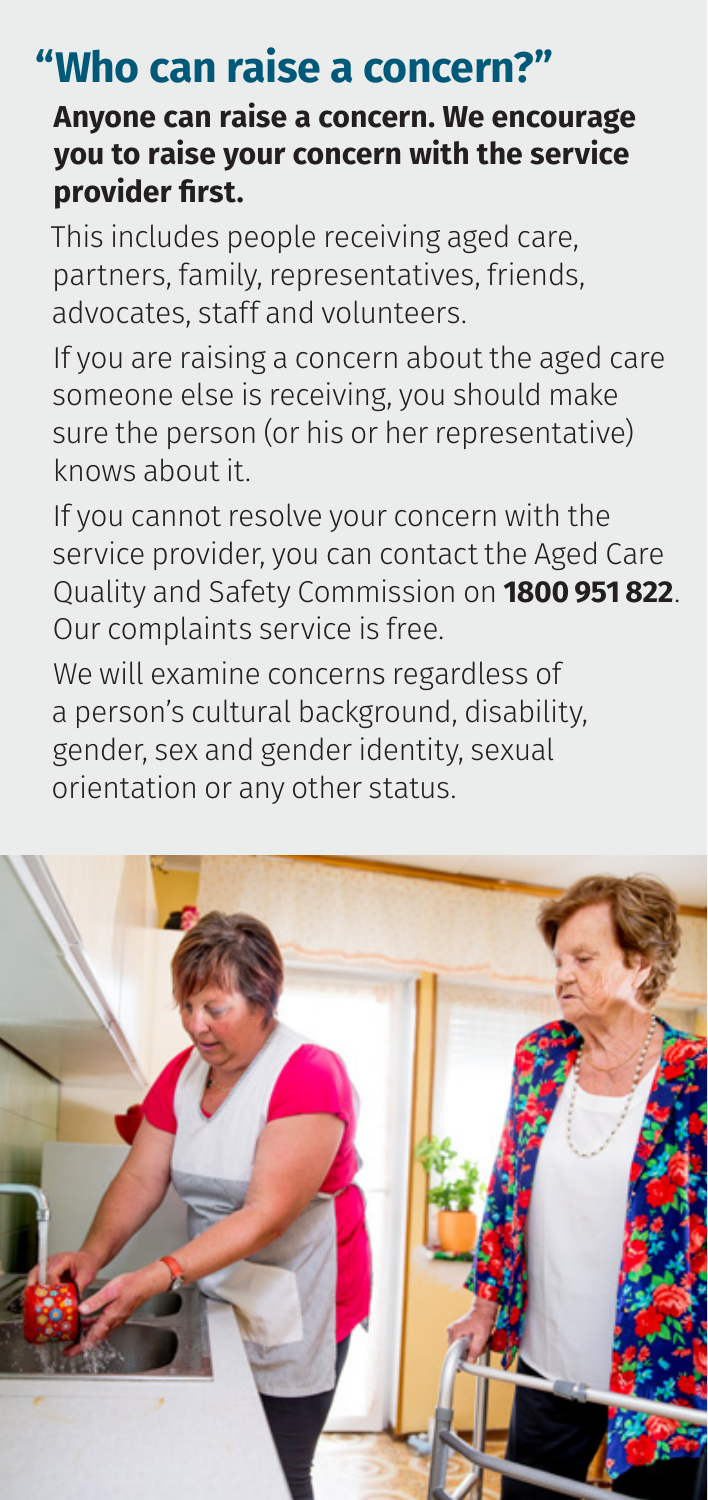# "Who can raise a concern?"

**Anyone can raise a concern. We encourage you to raise your concern with the service provider first.**

This includes people receiving aged care, partners, family, representatives, friends, advocates, staff and volunteers.

If you are raising a concern about the aged care someone else is receiving, you should make sure the person (or his or her representative) knows about it.

If you cannot resolve your concern with the service provider, you can contact the Aged Care Quality and Safety Commission on **1800 951 822**. Our complaints service is free.

We will examine concerns regardless of a person's cultural background, disability, gender, sex and gender identity, sexual orientation or any other status.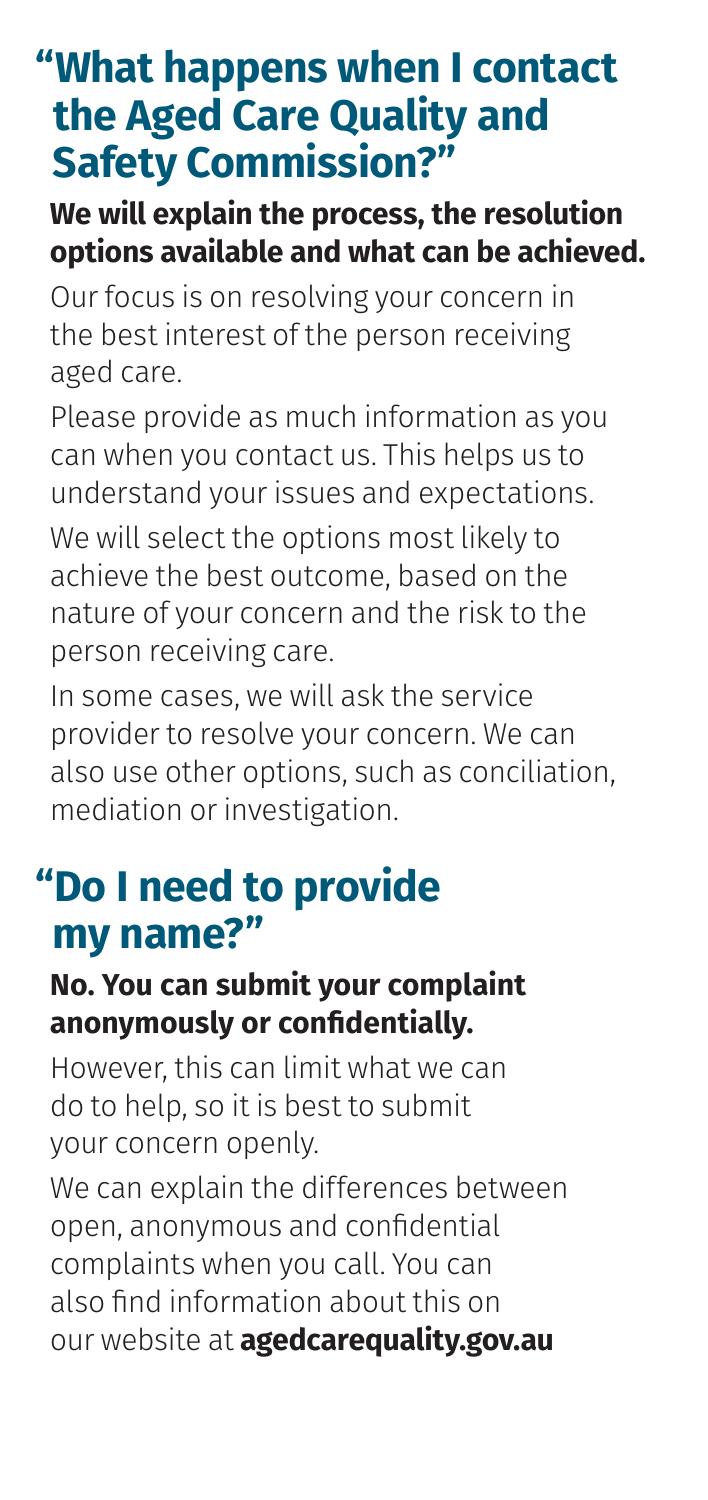## "What happens when I contact the Aged Care Quality and Safety Commission?"

**We will explain the process, the resolution options available and what can be achieved.**

Our focus is on resolving your concern in the best interest of the person receiving aged care.

Please provide as much information as you can when you contact us. This helps us to understand your issues and expectations.

We will select the options most likely to achieve the best outcome, based on the nature of your concern and the risk to the person receiving care.

In some cases, we will ask the service provider to resolve your concern. We can also use other options, such as conciliation, mediation or investigation.

## "Do I need to provide my name?"

**No. You can submit your complaint anonymously or confidentially.**

However, this can limit what we can do to help, so it is best to submit your concern openly.

We can explain the differences between open, anonymous and confidential complaints when you call. You can also find information about this on our website at **agedcarequality.gov.au**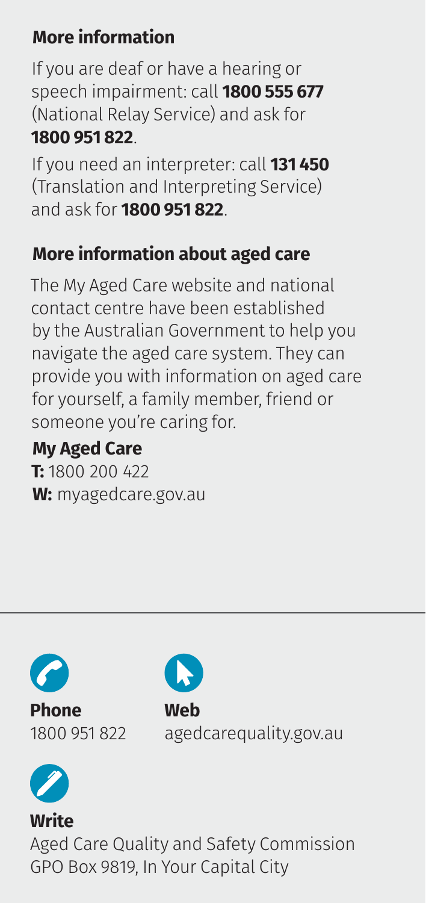## More information

If you are deaf or have a hearing or speech impairment: call **1800 555 677** (National Relay Service) and ask for **1800 951 822**.

If you need an interpreter: call **131 450** (Translation and Interpreting Service) and ask for **1800 951 822**.

## More information about aged care

The My Aged Care website and national contact centre have been established by the Australian Government to help you navigate the aged care system. They can provide you with information on aged care for yourself, a family member, friend or someone you're caring for.

**My Aged Care**
**T:** 1800 200 422
**W:** myagedcare.gov.au

---

**Phone**
1800 951 822

**Web**
agedcarequality.gov.au

**Write**
Aged Care Quality and Safety Commission
GPO Box 9819, In Your Capital City